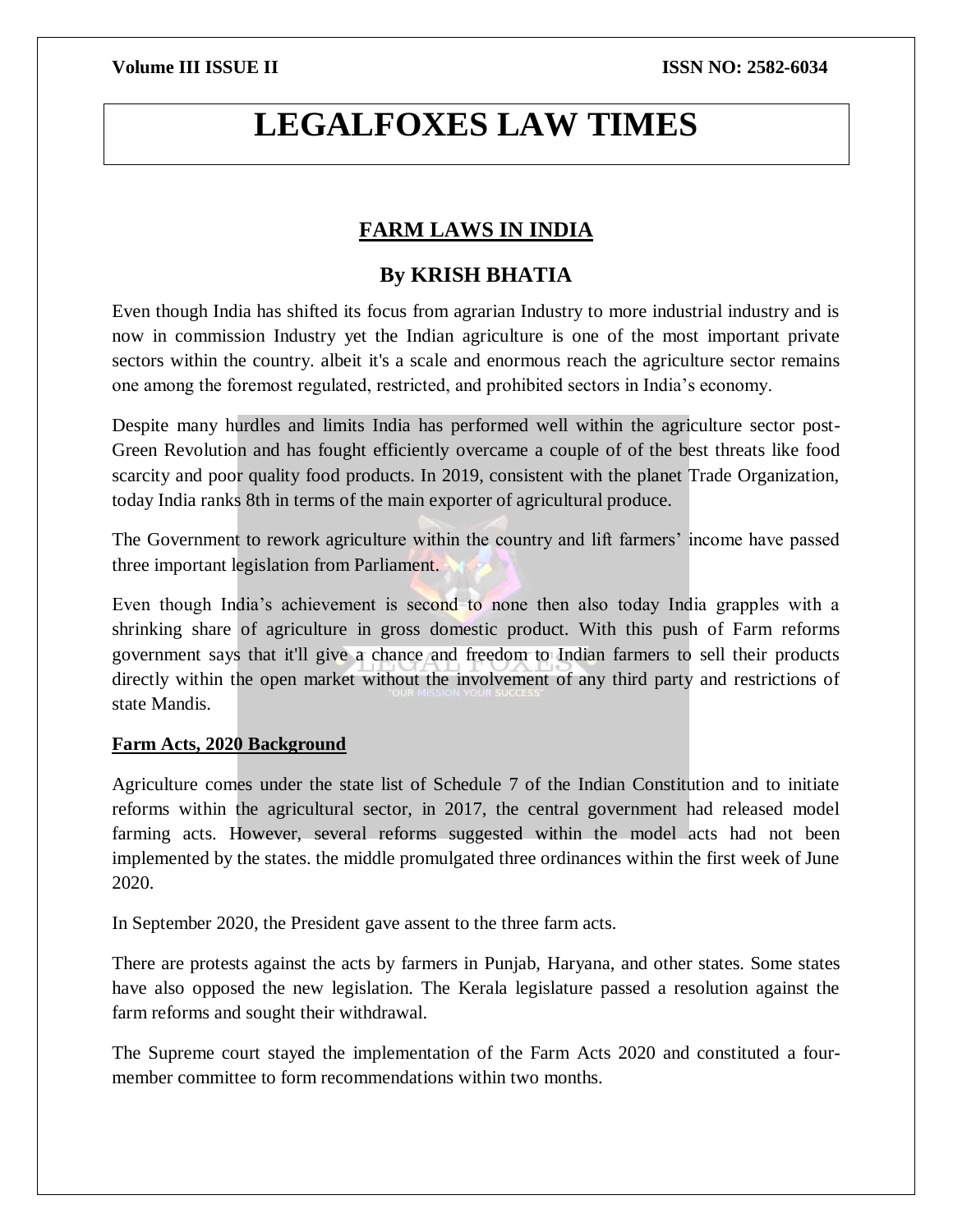# LEGALFOXES LAW TIMES

## FARM LAWS IN INDIA

### By KRISH BHATIA

Even though India has shifted its focus from agrarian Industry to more industrial industry and is now in commission Industry yet the Indian agriculture is one of the most important private sectors within the country. albeit it's a scale and enormous reach the agriculture sector remains one among the foremost regulated, restricted, and prohibited sectors in India's economy.

Despite many hurdles and limits India has performed well within the agriculture sector post-Green Revolution and has fought efficiently overcame a couple of of the best threats like food scarcity and poor quality food products. In 2019, consistent with the planet Trade Organization, today India ranks 8th in terms of the main exporter of agricultural produce.

The Government to rework agriculture within the country and lift farmers' income have passed three important legislation from Parliament.

Even though India's achievement is second to none then also today India grapples with a shrinking share of agriculture in gross domestic product. With this push of Farm reforms government says that it'll give a chance and freedom to Indian farmers to sell their products directly within the open market without the involvement of any third party and restrictions of state Mandis.

**Farm Acts, 2020 Background**

Agriculture comes under the state list of Schedule 7 of the Indian Constitution and to initiate reforms within the agricultural sector, in 2017, the central government had released model farming acts. However, several reforms suggested within the model acts had not been implemented by the states. the middle promulgated three ordinances within the first week of June 2020.

In September 2020, the President gave assent to the three farm acts.

There are protests against the acts by farmers in Punjab, Haryana, and other states. Some states have also opposed the new legislation. The Kerala legislature passed a resolution against the farm reforms and sought their withdrawal.

The Supreme court stayed the implementation of the Farm Acts 2020 and constituted a four-member committee to form recommendations within two months.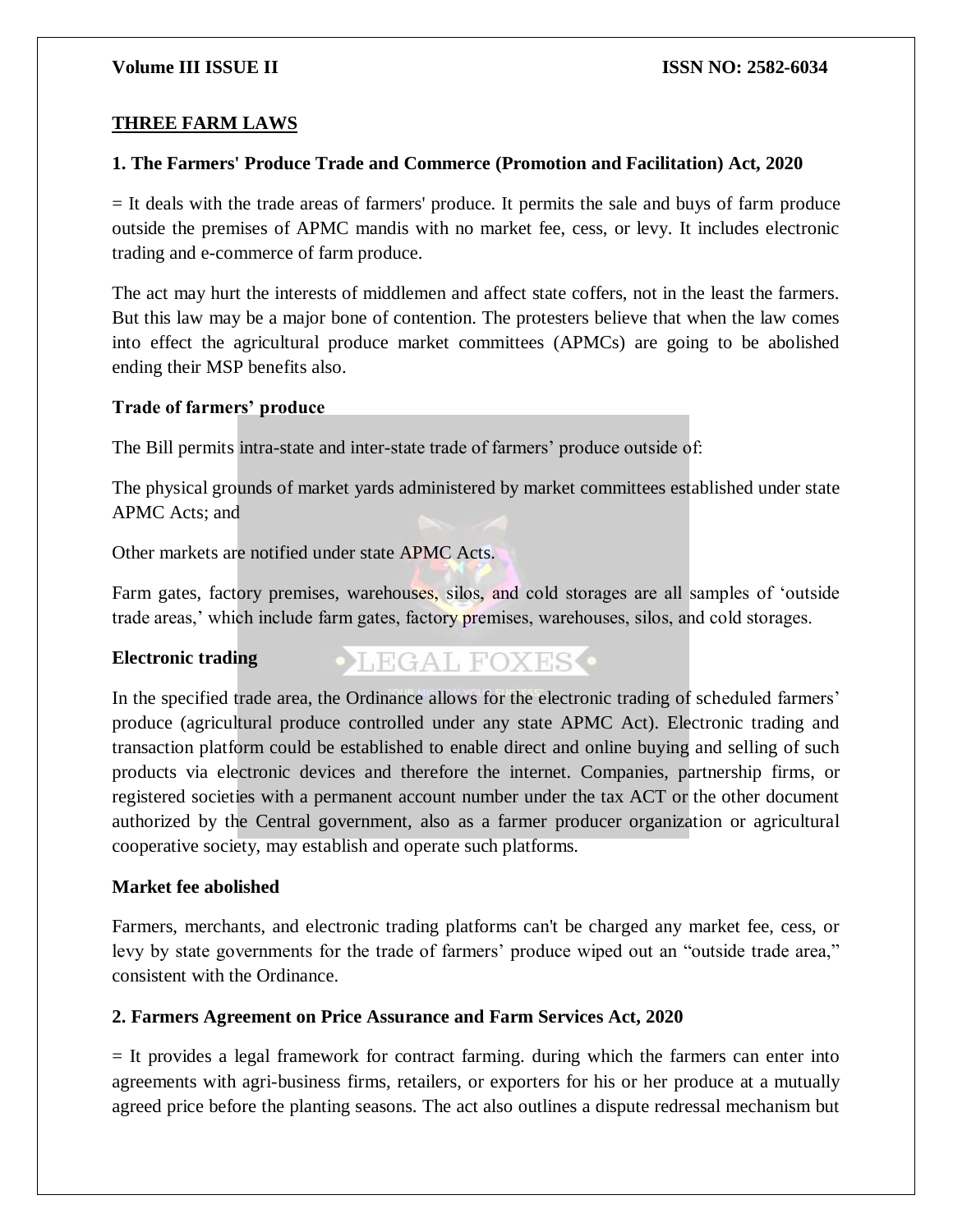## THREE FARM LAWS

### 1. The Farmers' Produce Trade and Commerce (Promotion and Facilitation) Act, 2020

= It deals with the trade areas of farmers' produce. It permits the sale and buys of farm produce outside the premises of APMC mandis with no market fee, cess, or levy. It includes electronic trading and e-commerce of farm produce.

The act may hurt the interests of middlemen and affect state coffers, not in the least the farmers. But this law may be a major bone of contention. The protesters believe that when the law comes into effect the agricultural produce market committees (APMCs) are going to be abolished ending their MSP benefits also.

**Trade of farmers' produce**

The Bill permits intra-state and inter-state trade of farmers' produce outside of:

The physical grounds of market yards administered by market committees established under state APMC Acts; and

Other markets are notified under state APMC Acts.

Farm gates, factory premises, warehouses, silos, and cold storages are all samples of 'outside trade areas,' which include farm gates, factory premises, warehouses, silos, and cold storages.

**Electronic trading**

In the specified trade area, the Ordinance allows for the electronic trading of scheduled farmers' produce (agricultural produce controlled under any state APMC Act). Electronic trading and transaction platform could be established to enable direct and online buying and selling of such products via electronic devices and therefore the internet. Companies, partnership firms, or registered societies with a permanent account number under the tax ACT or the other document authorized by the Central government, also as a farmer producer organization or agricultural cooperative society, may establish and operate such platforms.

**Market fee abolished**

Farmers, merchants, and electronic trading platforms can't be charged any market fee, cess, or levy by state governments for the trade of farmers' produce wiped out an "outside trade area," consistent with the Ordinance.

### 2. Farmers Agreement on Price Assurance and Farm Services Act, 2020

= It provides a legal framework for contract farming. during which the farmers can enter into agreements with agri-business firms, retailers, or exporters for his or her produce at a mutually agreed price before the planting seasons. The act also outlines a dispute redressal mechanism but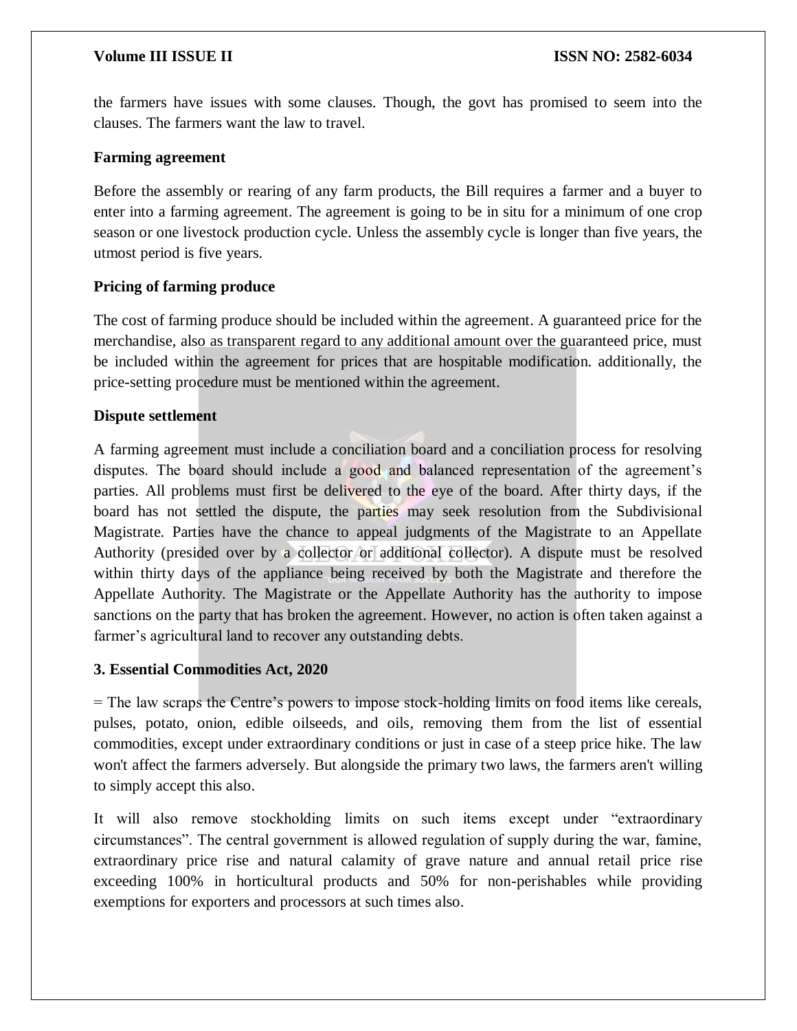the farmers have issues with some clauses. Though, the govt has promised to seem into the clauses. The farmers want the law to travel.

**Farming agreement**

Before the assembly or rearing of any farm products, the Bill requires a farmer and a buyer to enter into a farming agreement. The agreement is going to be in situ for a minimum of one crop season or one livestock production cycle. Unless the assembly cycle is longer than five years, the utmost period is five years.

**Pricing of farming produce**

The cost of farming produce should be included within the agreement. A guaranteed price for the merchandise, also as transparent regard to any additional amount over the guaranteed price, must be included within the agreement for prices that are hospitable modification. additionally, the price-setting procedure must be mentioned within the agreement.

**Dispute settlement**

A farming agreement must include a conciliation board and a conciliation process for resolving disputes. The board should include a good and balanced representation of the agreement's parties. All problems must first be delivered to the eye of the board. After thirty days, if the board has not settled the dispute, the parties may seek resolution from the Subdivisional Magistrate. Parties have the chance to appeal judgments of the Magistrate to an Appellate Authority (presided over by a collector or additional collector). A dispute must be resolved within thirty days of the appliance being received by both the Magistrate and therefore the Appellate Authority. The Magistrate or the Appellate Authority has the authority to impose sanctions on the party that has broken the agreement. However, no action is often taken against a farmer's agricultural land to recover any outstanding debts.

**3. Essential Commodities Act, 2020**

= The law scraps the Centre's powers to impose stock-holding limits on food items like cereals, pulses, potato, onion, edible oilseeds, and oils, removing them from the list of essential commodities, except under extraordinary conditions or just in case of a steep price hike. The law won't affect the farmers adversely. But alongside the primary two laws, the farmers aren't willing to simply accept this also.

It will also remove stockholding limits on such items except under "extraordinary circumstances". The central government is allowed regulation of supply during the war, famine, extraordinary price rise and natural calamity of grave nature and annual retail price rise exceeding 100% in horticultural products and 50% for non-perishables while providing exemptions for exporters and processors at such times also.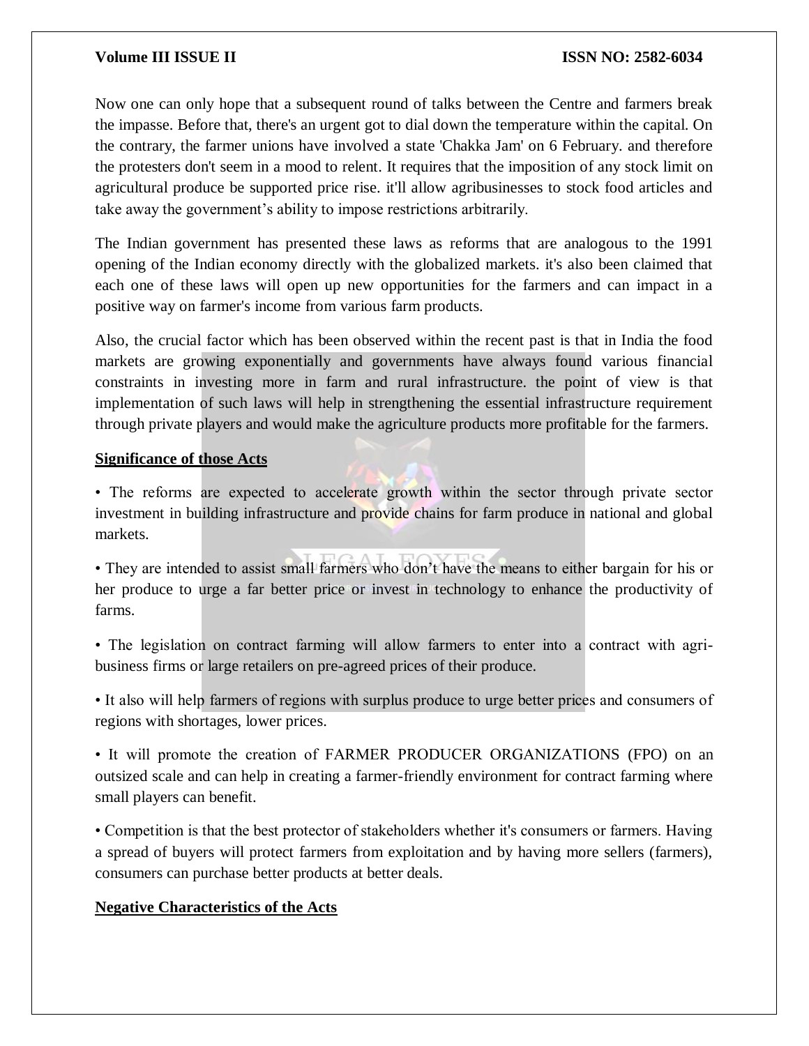Now one can only hope that a subsequent round of talks between the Centre and farmers break the impasse. Before that, there's an urgent got to dial down the temperature within the capital. On the contrary, the farmer unions have involved a state 'Chakka Jam' on 6 February. and therefore the protesters don't seem in a mood to relent. It requires that the imposition of any stock limit on agricultural produce be supported price rise. it'll allow agribusinesses to stock food articles and take away the government's ability to impose restrictions arbitrarily.

The Indian government has presented these laws as reforms that are analogous to the 1991 opening of the Indian economy directly with the globalized markets. it's also been claimed that each one of these laws will open up new opportunities for the farmers and can impact in a positive way on farmer's income from various farm products.

Also, the crucial factor which has been observed within the recent past is that in India the food markets are growing exponentially and governments have always found various financial constraints in investing more in farm and rural infrastructure. the point of view is that implementation of such laws will help in strengthening the essential infrastructure requirement through private players and would make the agriculture products more profitable for the farmers.

**Significance of those Acts**

- The reforms are expected to accelerate growth within the sector through private sector investment in building infrastructure and provide chains for farm produce in national and global markets.

- They are intended to assist small farmers who don't have the means to either bargain for his or her produce to urge a far better price or invest in technology to enhance the productivity of farms.

- The legislation on contract farming will allow farmers to enter into a contract with agri-business firms or large retailers on pre-agreed prices of their produce.

- It also will help farmers of regions with surplus produce to urge better prices and consumers of regions with shortages, lower prices.

- It will promote the creation of FARMER PRODUCER ORGANIZATIONS (FPO) on an outsized scale and can help in creating a farmer-friendly environment for contract farming where small players can benefit.

- Competition is that the best protector of stakeholders whether it's consumers or farmers. Having a spread of buyers will protect farmers from exploitation and by having more sellers (farmers), consumers can purchase better products at better deals.

**Negative Characteristics of the Acts**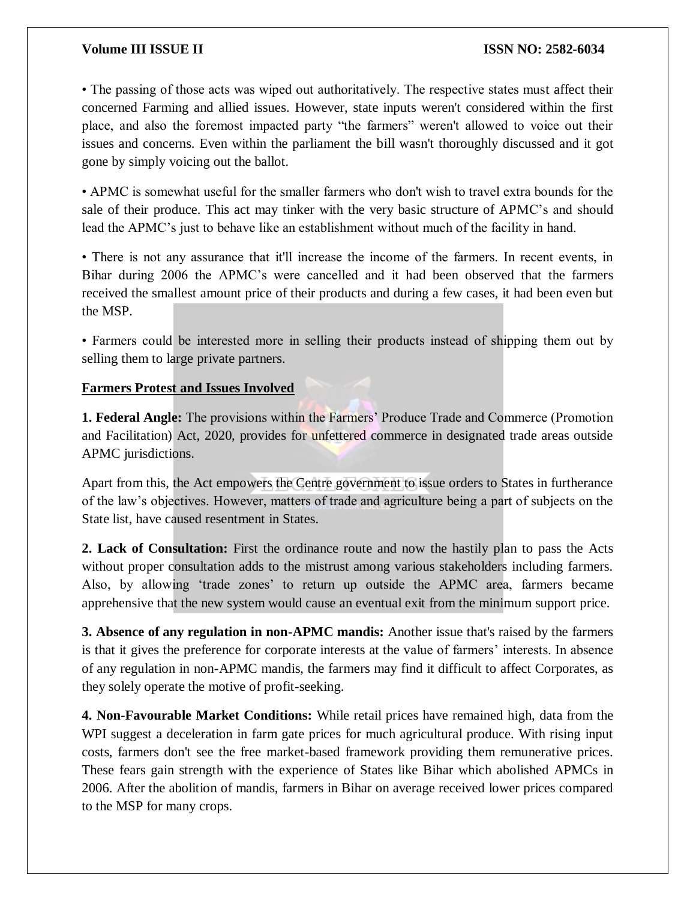• The passing of those acts was wiped out authoritatively. The respective states must affect their concerned Farming and allied issues. However, state inputs weren't considered within the first place, and also the foremost impacted party "the farmers" weren't allowed to voice out their issues and concerns. Even within the parliament the bill wasn't thoroughly discussed and it got gone by simply voicing out the ballot.

• APMC is somewhat useful for the smaller farmers who don't wish to travel extra bounds for the sale of their produce. This act may tinker with the very basic structure of APMC's and should lead the APMC's just to behave like an establishment without much of the facility in hand.

• There is not any assurance that it'll increase the income of the farmers. In recent events, in Bihar during 2006 the APMC's were cancelled and it had been observed that the farmers received the smallest amount price of their products and during a few cases, it had been even but the MSP.

• Farmers could be interested more in selling their products instead of shipping them out by selling them to large private partners.

## Farmers Protest and Issues Involved

**1. Federal Angle:** The provisions within the Farmers' Produce Trade and Commerce (Promotion and Facilitation) Act, 2020, provides for unfettered commerce in designated trade areas outside APMC jurisdictions.

Apart from this, the Act empowers the Centre government to issue orders to States in furtherance of the law's objectives. However, matters of trade and agriculture being a part of subjects on the State list, have caused resentment in States.

**2. Lack of Consultation:** First the ordinance route and now the hastily plan to pass the Acts without proper consultation adds to the mistrust among various stakeholders including farmers. Also, by allowing 'trade zones' to return up outside the APMC area, farmers became apprehensive that the new system would cause an eventual exit from the minimum support price.

**3. Absence of any regulation in non-APMC mandis:** Another issue that's raised by the farmers is that it gives the preference for corporate interests at the value of farmers' interests. In absence of any regulation in non-APMC mandis, the farmers may find it difficult to affect Corporates, as they solely operate the motive of profit-seeking.

**4. Non-Favourable Market Conditions:** While retail prices have remained high, data from the WPI suggest a deceleration in farm gate prices for much agricultural produce. With rising input costs, farmers don't see the free market-based framework providing them remunerative prices. These fears gain strength with the experience of States like Bihar which abolished APMCs in 2006. After the abolition of mandis, farmers in Bihar on average received lower prices compared to the MSP for many crops.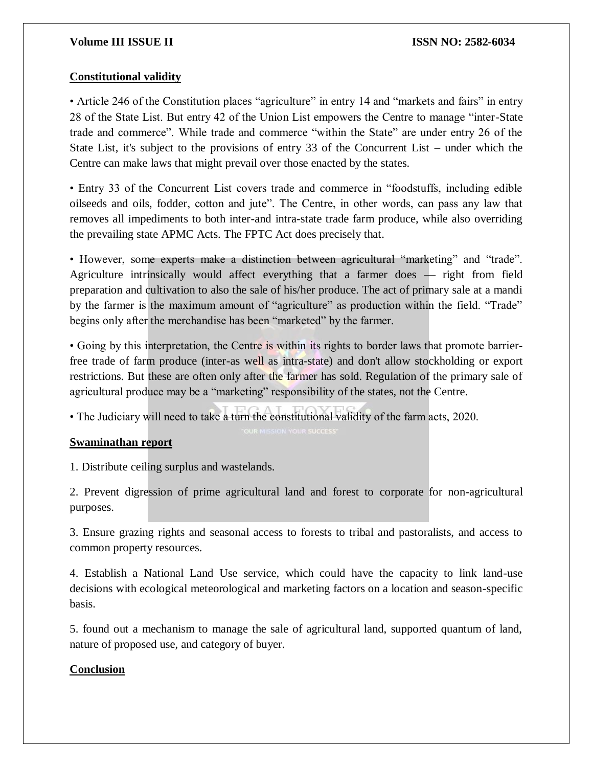## Constitutional validity

• Article 246 of the Constitution places "agriculture" in entry 14 and "markets and fairs" in entry 28 of the State List. But entry 42 of the Union List empowers the Centre to manage "inter-State trade and commerce". While trade and commerce "within the State" are under entry 26 of the State List, it's subject to the provisions of entry 33 of the Concurrent List – under which the Centre can make laws that might prevail over those enacted by the states.

• Entry 33 of the Concurrent List covers trade and commerce in "foodstuffs, including edible oilseeds and oils, fodder, cotton and jute". The Centre, in other words, can pass any law that removes all impediments to both inter-and intra-state trade farm produce, while also overriding the prevailing state APMC Acts. The FPTC Act does precisely that.

• However, some experts make a distinction between agricultural "marketing" and "trade". Agriculture intrinsically would affect everything that a farmer does — right from field preparation and cultivation to also the sale of his/her produce. The act of primary sale at a mandi by the farmer is the maximum amount of "agriculture" as production within the field. "Trade" begins only after the merchandise has been "marketed" by the farmer.

• Going by this interpretation, the Centre is within its rights to border laws that promote barrier-free trade of farm produce (inter-as well as intra-state) and don't allow stockholding or export restrictions. But these are often only after the farmer has sold. Regulation of the primary sale of agricultural produce may be a "marketing" responsibility of the states, not the Centre.

• The Judiciary will need to take a turn the constitutional validity of the farm acts, 2020.

## Swaminathan report

1. Distribute ceiling surplus and wastelands.

2. Prevent digression of prime agricultural land and forest to corporate for non-agricultural purposes.

3. Ensure grazing rights and seasonal access to forests to tribal and pastoralists, and access to common property resources.

4. Establish a National Land Use service, which could have the capacity to link land-use decisions with ecological meteorological and marketing factors on a location and season-specific basis.

5. found out a mechanism to manage the sale of agricultural land, supported quantum of land, nature of proposed use, and category of buyer.

## Conclusion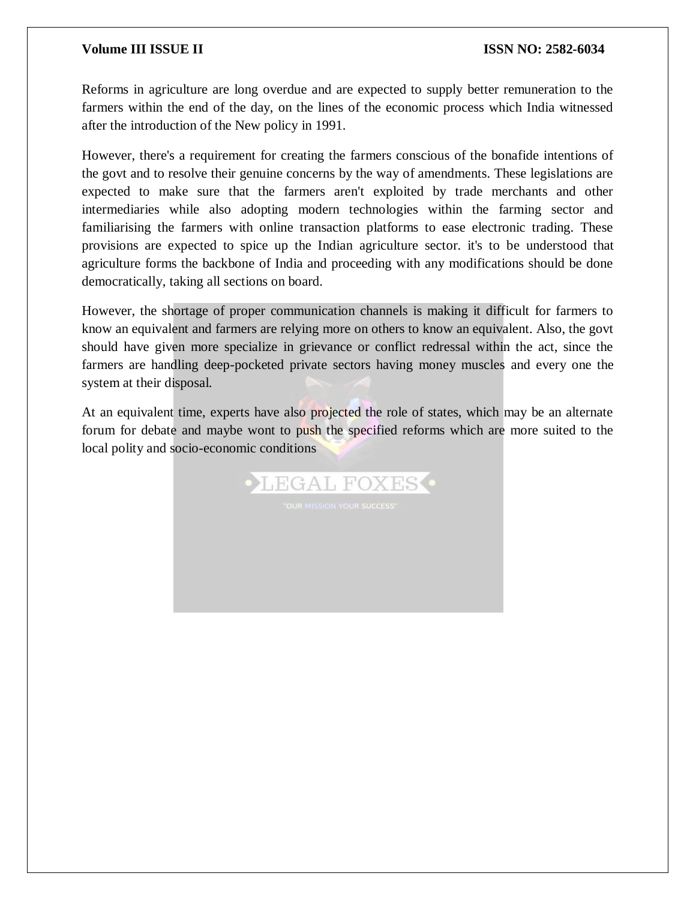Reforms in agriculture are long overdue and are expected to supply better remuneration to the farmers within the end of the day, on the lines of the economic process which India witnessed after the introduction of the New policy in 1991.

However, there's a requirement for creating the farmers conscious of the bonafide intentions of the govt and to resolve their genuine concerns by the way of amendments. These legislations are expected to make sure that the farmers aren't exploited by trade merchants and other intermediaries while also adopting modern technologies within the farming sector and familiarising the farmers with online transaction platforms to ease electronic trading. These provisions are expected to spice up the Indian agriculture sector. it's to be understood that agriculture forms the backbone of India and proceeding with any modifications should be done democratically, taking all sections on board.

However, the shortage of proper communication channels is making it difficult for farmers to know an equivalent and farmers are relying more on others to know an equivalent. Also, the govt should have given more specialize in grievance or conflict redressal within the act, since the farmers are handling deep-pocketed private sectors having money muscles and every one the system at their disposal.

At an equivalent time, experts have also projected the role of states, which may be an alternate forum for debate and maybe wont to push the specified reforms which are more suited to the local polity and socio-economic conditions